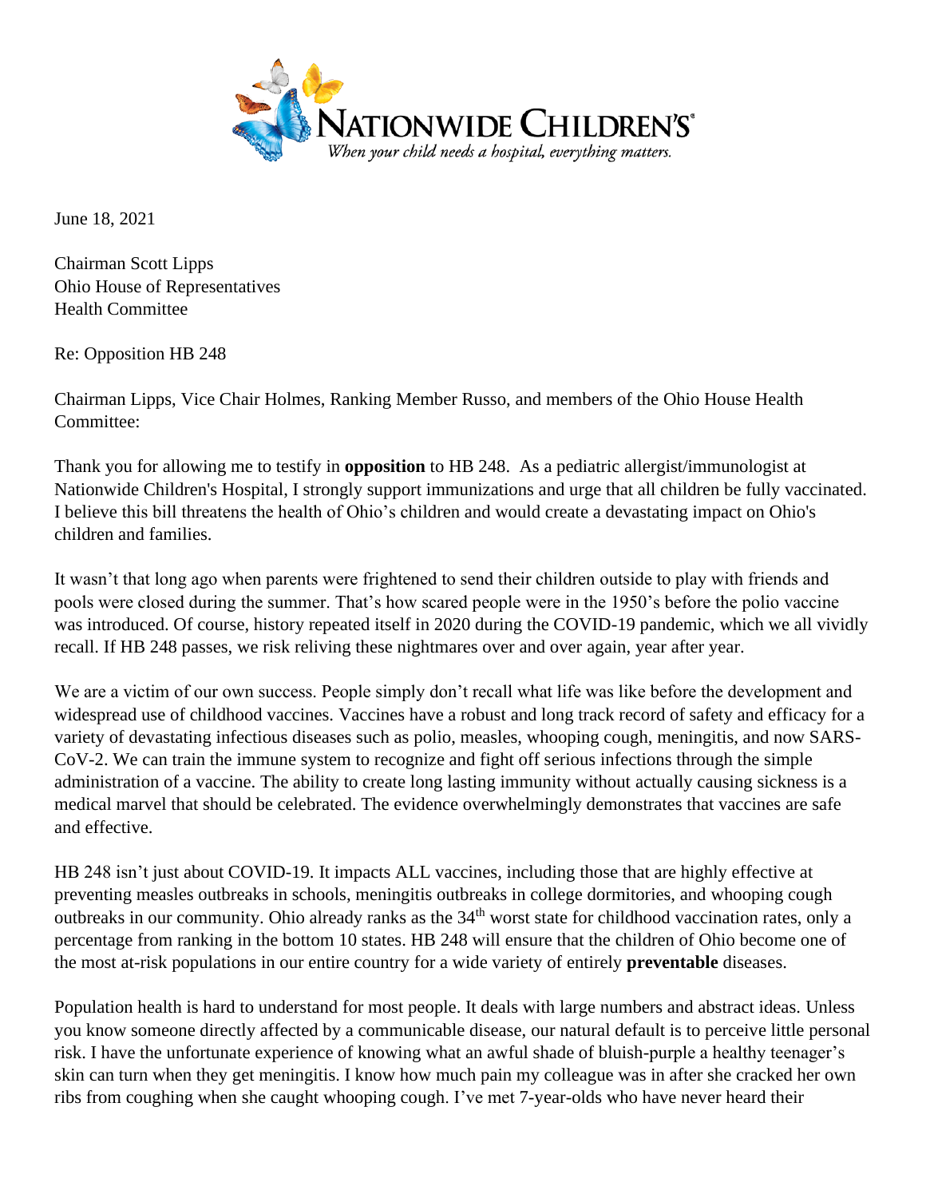June 18, 2021

Chairman Scott Lipps
Ohio House of Representatives
Health Committee

Re: Opposition HB 248

Chairman Lipps, Vice Chair Holmes, Ranking Member Russo, and members of the Ohio House Health Committee:

Thank you for allowing me to testify in **opposition** to HB 248. As a pediatric allergist/immunologist at Nationwide Children's Hospital, I strongly support immunizations and urge that all children be fully vaccinated. I believe this bill threatens the health of Ohio's children and would create a devastating impact on Ohio's children and families.

It wasn't that long ago when parents were frightened to send their children outside to play with friends and pools were closed during the summer. That's how scared people were in the 1950's before the polio vaccine was introduced. Of course, history repeated itself in 2020 during the COVID-19 pandemic, which we all vividly recall. If HB 248 passes, we risk reliving these nightmares over and over again, year after year.

We are a victim of our own success. People simply don't recall what life was like before the development and widespread use of childhood vaccines. Vaccines have a robust and long track record of safety and efficacy for a variety of devastating infectious diseases such as polio, measles, whooping cough, meningitis, and now SARS-CoV-2. We can train the immune system to recognize and fight off serious infections through the simple administration of a vaccine. The ability to create long lasting immunity without actually causing sickness is a medical marvel that should be celebrated. The evidence overwhelmingly demonstrates that vaccines are safe and effective.

HB 248 isn't just about COVID-19. It impacts ALL vaccines, including those that are highly effective at preventing measles outbreaks in schools, meningitis outbreaks in college dormitories, and whooping cough outbreaks in our community. Ohio already ranks as the 34th worst state for childhood vaccination rates, only a percentage from ranking in the bottom 10 states. HB 248 will ensure that the children of Ohio become one of the most at-risk populations in our entire country for a wide variety of entirely **preventable** diseases.

Population health is hard to understand for most people. It deals with large numbers and abstract ideas. Unless you know someone directly affected by a communicable disease, our natural default is to perceive little personal risk. I have the unfortunate experience of knowing what an awful shade of bluish-purple a healthy teenager's skin can turn when they get meningitis. I know how much pain my colleague was in after she cracked her own ribs from coughing when she caught whooping cough. I've met 7-year-olds who have never heard their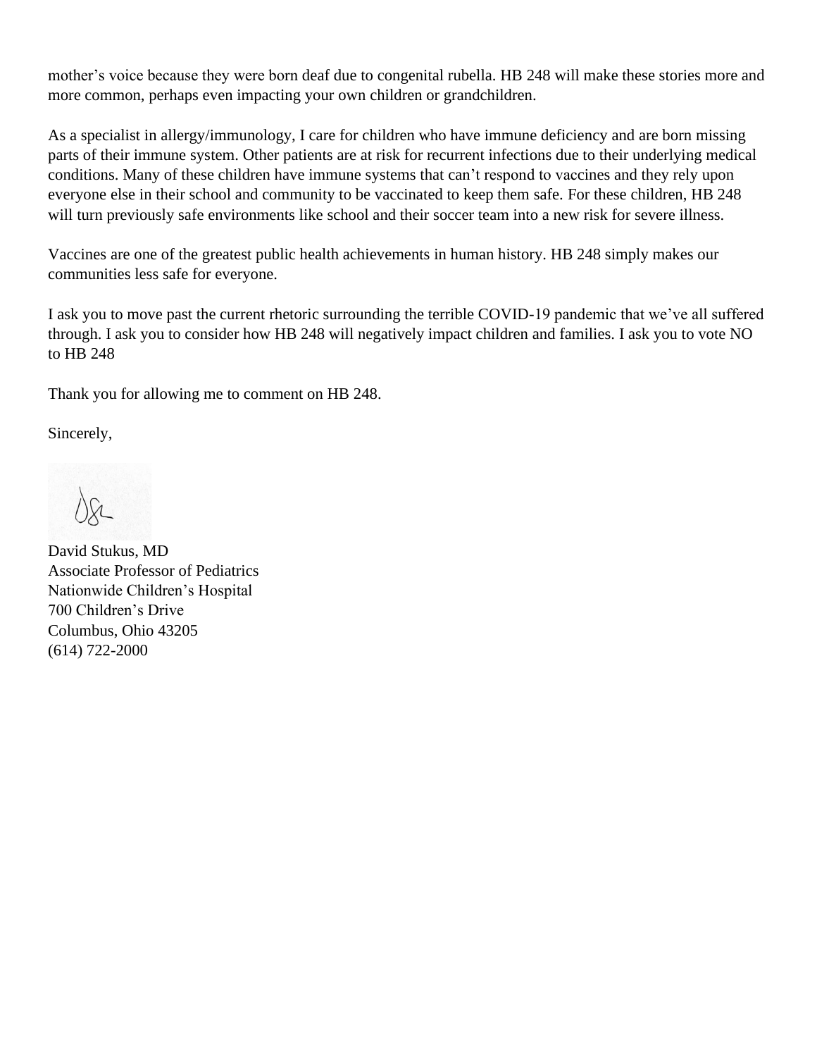mother's voice because they were born deaf due to congenital rubella. HB 248 will make these stories more and more common, perhaps even impacting your own children or grandchildren.

As a specialist in allergy/immunology, I care for children who have immune deficiency and are born missing parts of their immune system. Other patients are at risk for recurrent infections due to their underlying medical conditions. Many of these children have immune systems that can't respond to vaccines and they rely upon everyone else in their school and community to be vaccinated to keep them safe. For these children, HB 248 will turn previously safe environments like school and their soccer team into a new risk for severe illness.

Vaccines are one of the greatest public health achievements in human history. HB 248 simply makes our communities less safe for everyone.

I ask you to move past the current rhetoric surrounding the terrible COVID-19 pandemic that we've all suffered through. I ask you to consider how HB 248 will negatively impact children and families. I ask you to vote NO to HB 248

Thank you for allowing me to comment on HB 248.

Sincerely,

David Stukus, MD
Associate Professor of Pediatrics
Nationwide Children's Hospital
700 Children's Drive
Columbus, Ohio 43205
(614) 722-2000